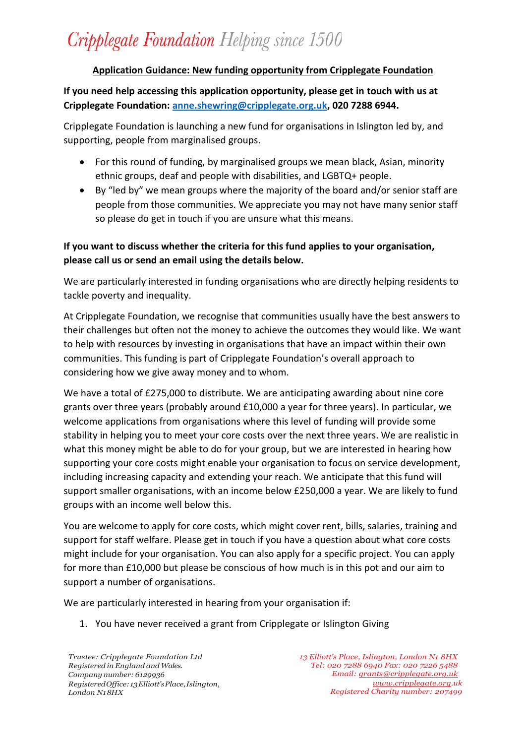Cripplegate Foundation Helping since 1500

## Application Guidance: New funding opportunity from Cripplegate Foundation

**If you need help accessing this application opportunity, please get in touch with us at Cripplegate Foundation: anne.shewring@cripplegate.org.uk, 020 7288 6944.**

Cripplegate Foundation is launching a new fund for organisations in Islington led by, and supporting, people from marginalised groups.

- For this round of funding, by marginalised groups we mean black, Asian, minority ethnic groups, deaf and people with disabilities, and LGBTQ+ people.
- By "led by" we mean groups where the majority of the board and/or senior staff are people from those communities. We appreciate you may not have many senior staff so please do get in touch if you are unsure what this means.

**If you want to discuss whether the criteria for this fund applies to your organisation, please call us or send an email using the details below.**

We are particularly interested in funding organisations who are directly helping residents to tackle poverty and inequality.

At Cripplegate Foundation, we recognise that communities usually have the best answers to their challenges but often not the money to achieve the outcomes they would like. We want to help with resources by investing in organisations that have an impact within their own communities. This funding is part of Cripplegate Foundation's overall approach to considering how we give away money and to whom.

We have a total of £275,000 to distribute. We are anticipating awarding about nine core grants over three years (probably around £10,000 a year for three years). In particular, we welcome applications from organisations where this level of funding will provide some stability in helping you to meet your core costs over the next three years. We are realistic in what this money might be able to do for your group, but we are interested in hearing how supporting your core costs might enable your organisation to focus on service development, including increasing capacity and extending your reach. We anticipate that this fund will support smaller organisations, with an income below £250,000 a year. We are likely to fund groups with an income well below this.

You are welcome to apply for core costs, which might cover rent, bills, salaries, training and support for staff welfare. Please get in touch if you have a question about what core costs might include for your organisation. You can also apply for a specific project. You can apply for more than £10,000 but please be conscious of how much is in this pot and our aim to support a number of organisations.

We are particularly interested in hearing from your organisation if:

1. You have never received a grant from Cripplegate or Islington Giving

*Trustee: Cripplegate Foundation Ltd*
*Registered in England and Wales.*
*Company number: 6129936*
*Registered Office: 13 Elliott's Place, Islington, London N1 8HX*

*13 Elliott's Place, Islington, London N1 8HX*
*Tel: 020 7288 6940 Fax: 020 7226 5488*
*Email: grants@cripplegate.org.uk*
*www.cripplegate.org.uk*
*Registered Charity number: 207499*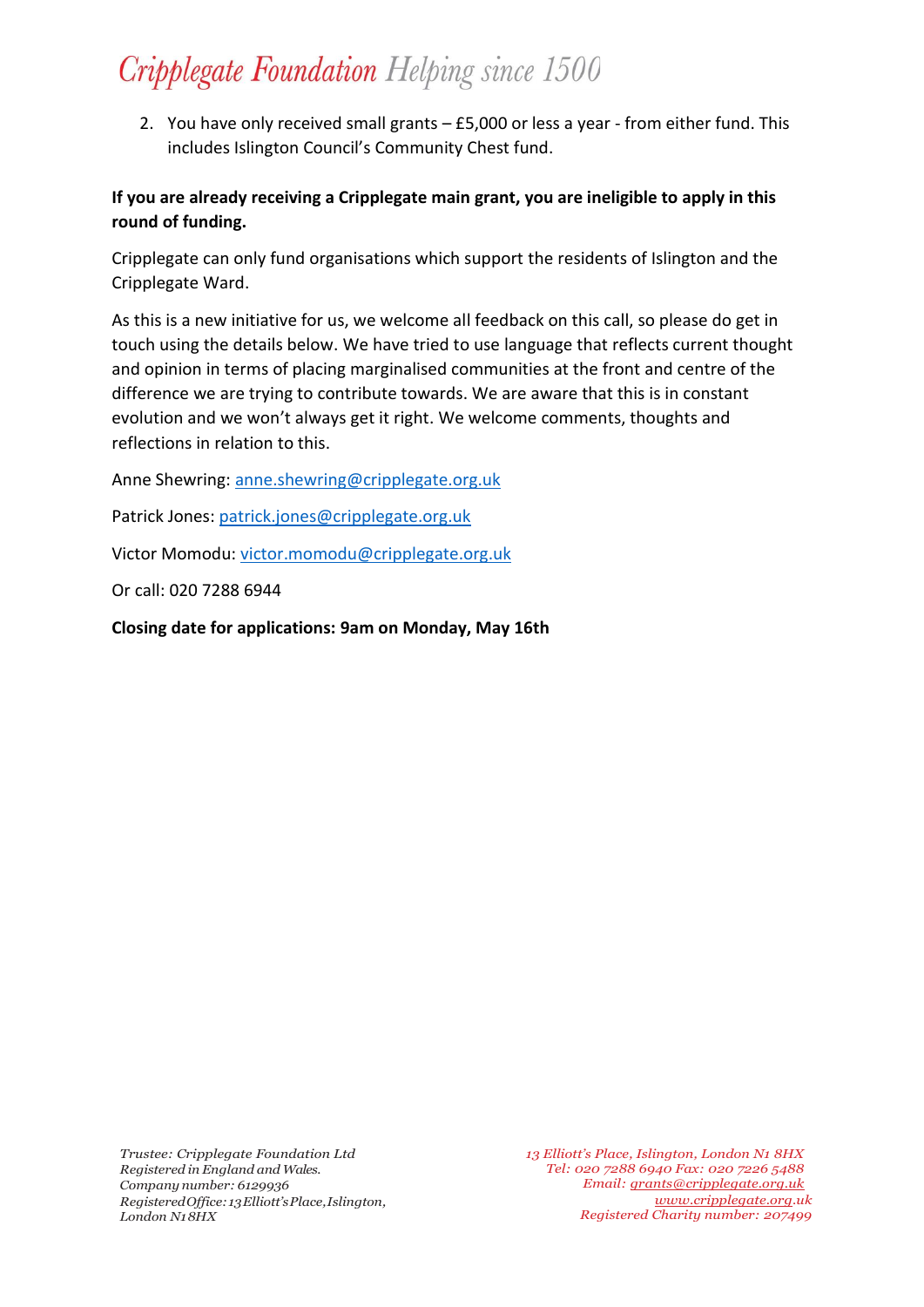2. You have only received small grants – £5,000 or less a year - from either fund. This includes Islington Council's Community Chest fund.

**If you are already receiving a Cripplegate main grant, you are ineligible to apply in this round of funding.**

Cripplegate can only fund organisations which support the residents of Islington and the Cripplegate Ward.

As this is a new initiative for us, we welcome all feedback on this call, so please do get in touch using the details below. We have tried to use language that reflects current thought and opinion in terms of placing marginalised communities at the front and centre of the difference we are trying to contribute towards. We are aware that this is in constant evolution and we won't always get it right. We welcome comments, thoughts and reflections in relation to this.

Anne Shewring: anne.shewring@cripplegate.org.uk

Patrick Jones: patrick.jones@cripplegate.org.uk

Victor Momodu: victor.momodu@cripplegate.org.uk

Or call: 020 7288 6944

**Closing date for applications: 9am on Monday, May 16th**